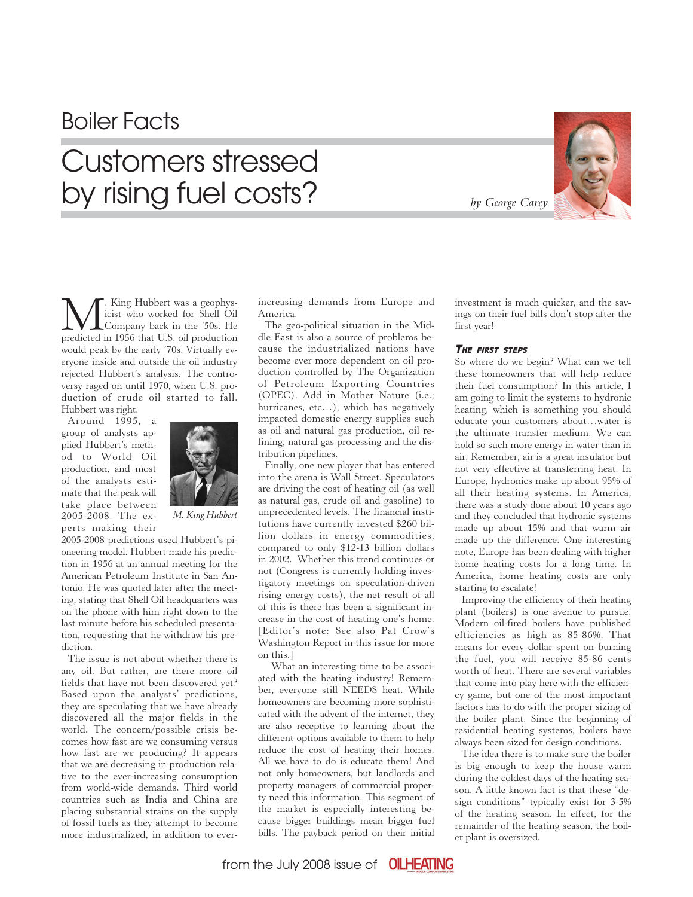Boiler Facts

# Customers stressed by rising fuel costs?

*by George Carey*

M. King Hubbert was a geophysicist who worked for Shell Oil Company back in the '50s. He predicted in 1956 that U.S. oil production would peak by the early '70s. Virtually everyone inside and outside the oil industry rejected Hubbert's analysis. The controversy raged on until 1970, when U.S. production of crude oil started to fall. Hubbert was right.

Around 1995, a group of analysts applied Hubbert's method to World Oil production, and most of the analysts estimate that the peak will take place between 2005-2008. The experts making their 2005-2008 predictions used Hubbert's pioneering model. Hubbert made his prediction in 1956 at an annual meeting for the American Petroleum Institute in San Antonio. He was quoted later after the meeting, stating that Shell Oil headquarters was on the phone with him right down to the last minute before his scheduled presentation, requesting that he withdraw his prediction.

*M. King Hubbert*

The issue is not about whether there is any oil. But rather, are there more oil fields that have not been discovered yet? Based upon the analysts' predictions, they are speculating that we have already discovered all the major fields in the world. The concern/possible crisis becomes how fast are we consuming versus how fast are we producing? It appears that we are decreasing in production relative to the ever-increasing consumption from world-wide demands. Third world countries such as India and China are placing substantial strains on the supply of fossil fuels as they attempt to become more industrialized, in addition to ever-increasing demands from Europe and America.

The geo-political situation in the Middle East is also a source of problems because the industrialized nations have become ever more dependent on oil production controlled by The Organization of Petroleum Exporting Countries (OPEC). Add in Mother Nature (i.e.; hurricanes, etc…), which has negatively impacted domestic energy supplies such as oil and natural gas production, oil refining, natural gas processing and the distribution pipelines.

Finally, one new player that has entered into the arena is Wall Street. Speculators are driving the cost of heating oil (as well as natural gas, crude oil and gasoline) to unprecedented levels. The financial institutions have currently invested $260 billion dollars in energy commodities, compared to only $12-13 billion dollars in 2002. Whether this trend continues or not (Congress is currently holding investigatory meetings on speculation-driven rising energy costs), the net result of all of this is there has been a significant increase in the cost of heating one's home. [Editor's note: See also Pat Crow's Washington Report in this issue for more on this.]

What an interesting time to be associated with the heating industry! Remember, everyone still NEEDS heat. While homeowners are becoming more sophisticated with the advent of the internet, they are also receptive to learning about the different options available to them to help reduce the cost of heating their homes. All we have to do is educate them! And not only homeowners, but landlords and property managers of commercial property need this information. This segment of the market is especially interesting because bigger buildings mean bigger fuel bills. The payback period on their initial investment is much quicker, and the savings on their fuel bills don't stop after the first year!

### THE FIRST STEPS

So where do we begin? What can we tell these homeowners that will help reduce their fuel consumption? In this article, I am going to limit the systems to hydronic heating, which is something you should educate your customers about…water is the ultimate transfer medium. We can hold so such more energy in water than in air. Remember, air is a great insulator but not very effective at transferring heat. In Europe, hydronics make up about 95% of all their heating systems. In America, there was a study done about 10 years ago and they concluded that hydronic systems made up about 15% and that warm air made up the difference. One interesting note, Europe has been dealing with higher home heating costs for a long time. In America, home heating costs are only starting to escalate!

Improving the efficiency of their heating plant (boilers) is one avenue to pursue. Modern oil-fired boilers have published efficiencies as high as 85-86%. That means for every dollar spent on burning the fuel, you will receive 85-86 cents worth of heat. There are several variables that come into play here with the efficiency game, but one of the most important factors has to do with the proper sizing of the boiler plant. Since the beginning of residential heating systems, boilers have always been sized for design conditions.

The idea there is to make sure the boiler is big enough to keep the house warm during the coldest days of the heating season. A little known fact is that these "design conditions" typically exist for 3-5% of the heating season. In effect, for the remainder of the heating season, the boiler plant is oversized.

from the July 2008 issue of OILHEATING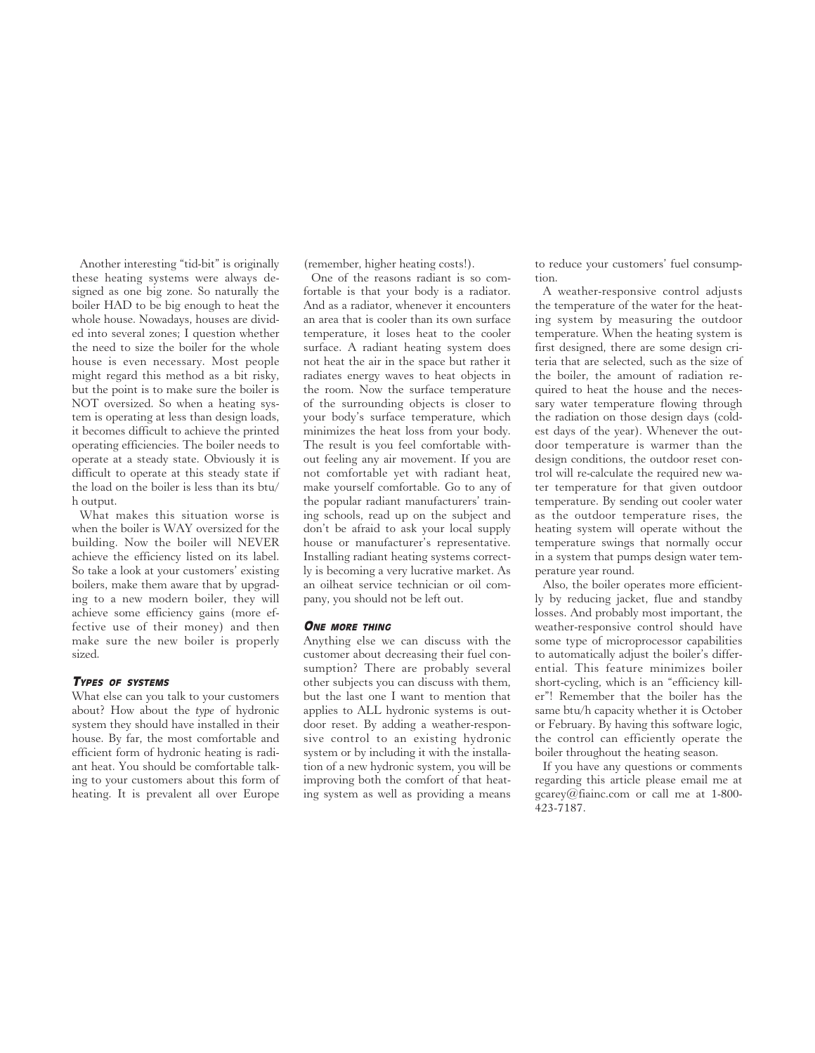Another interesting "tid-bit" is originally these heating systems were always designed as one big zone. So naturally the boiler HAD to be big enough to heat the whole house. Nowadays, houses are divided into several zones; I question whether the need to size the boiler for the whole house is even necessary. Most people might regard this method as a bit risky, but the point is to make sure the boiler is NOT oversized. So when a heating system is operating at less than design loads, it becomes difficult to achieve the printed operating efficiencies. The boiler needs to operate at a steady state. Obviously it is difficult to operate at this steady state if the load on the boiler is less than its btu/h output.

What makes this situation worse is when the boiler is WAY oversized for the building. Now the boiler will NEVER achieve the efficiency listed on its label. So take a look at your customers' existing boilers, make them aware that by upgrading to a new modern boiler, they will achieve some efficiency gains (more effective use of their money) and then make sure the new boiler is properly sized.

### *Types of systems*

What else can you talk to your customers about? How about the *type* of hydronic system they should have installed in their house. By far, the most comfortable and efficient form of hydronic heating is radiant heat. You should be comfortable talking to your customers about this form of heating. It is prevalent all over Europe (remember, higher heating costs!).

One of the reasons radiant is so comfortable is that your body is a radiator. And as a radiator, whenever it encounters an area that is cooler than its own surface temperature, it loses heat to the cooler surface. A radiant heating system does not heat the air in the space but rather it radiates energy waves to heat objects in the room. Now the surface temperature of the surrounding objects is closer to your body's surface temperature, which minimizes the heat loss from your body. The result is you feel comfortable without feeling any air movement. If you are not comfortable yet with radiant heat, make yourself comfortable. Go to any of the popular radiant manufacturers' training schools, read up on the subject and don't be afraid to ask your local supply house or manufacturer's representative. Installing radiant heating systems correctly is becoming a very lucrative market. As an oilheat service technician or oil company, you should not be left out.

### *One more thing*

Anything else we can discuss with the customer about decreasing their fuel consumption? There are probably several other subjects you can discuss with them, but the last one I want to mention that applies to ALL hydronic systems is outdoor reset. By adding a weather-responsive control to an existing hydronic system or by including it with the installation of a new hydronic system, you will be improving both the comfort of that heating system as well as providing a means to reduce your customers' fuel consumption.

A weather-responsive control adjusts the temperature of the water for the heating system by measuring the outdoor temperature. When the heating system is first designed, there are some design criteria that are selected, such as the size of the boiler, the amount of radiation required to heat the house and the necessary water temperature flowing through the radiation on those design days (coldest days of the year). Whenever the outdoor temperature is warmer than the design conditions, the outdoor reset control will re-calculate the required new water temperature for that given outdoor temperature. By sending out cooler water as the outdoor temperature rises, the heating system will operate without the temperature swings that normally occur in a system that pumps design water temperature year round.

Also, the boiler operates more efficiently by reducing jacket, flue and standby losses. And probably most important, the weather-responsive control should have some type of microprocessor capabilities to automatically adjust the boiler's differential. This feature minimizes boiler short-cycling, which is an "efficiency killer"! Remember that the boiler has the same btu/h capacity whether it is October or February. By having this software logic, the control can efficiently operate the boiler throughout the heating season.

If you have any questions or comments regarding this article please email me at gcarey@fiainc.com or call me at 1-800-423-7187.